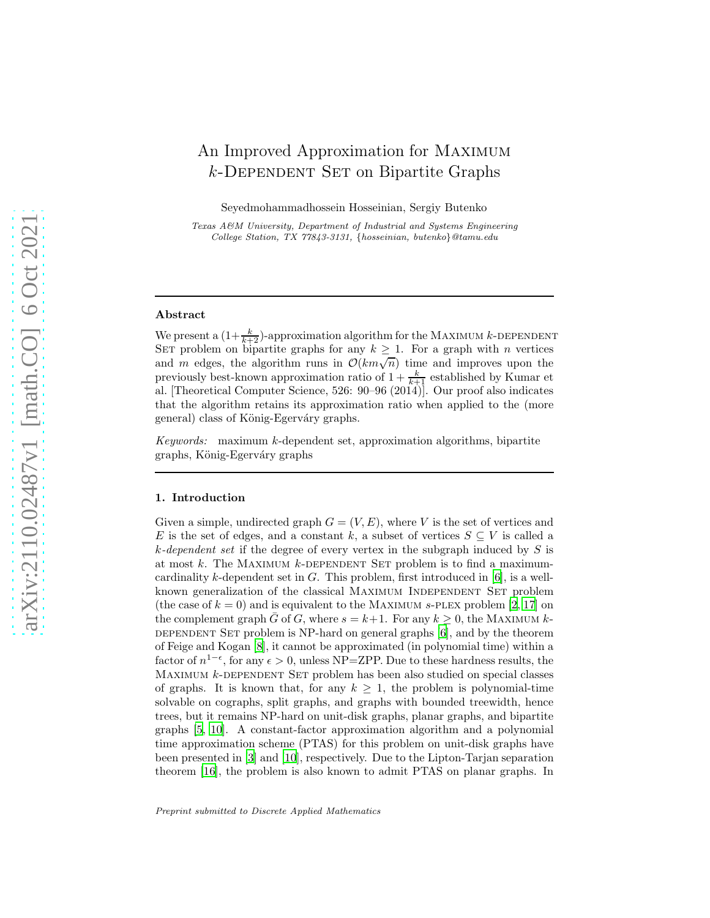# An Improved Approximation for Maximum $k$-Dependent Set on Bipartite Graphs

Seyedmohammadhossein Hosseinian, Sergiy Butenko

*Texas A&M University, Department of Industrial and Systems Engineering*
*College Station, TX 77843-3131, {hosseinian, butenko}@tamu.edu*

---

## Abstract

We present a $(1+\frac{k}{k+2})$-approximation algorithm for the Maximum $k$-dependent Set problem on bipartite graphs for any $k \geq 1$. For a graph with $n$ vertices and $m$ edges, the algorithm runs in $\mathcal{O}(km\sqrt{n})$ time and improves upon the previously best-known approximation ratio of $1+\frac{k}{k+1}$ established by Kumar et al. [Theoretical Computer Science, 526: 90–96 (2014)]. Our proof also indicates that the algorithm retains its approximation ratio when applied to the (more general) class of König-Egerváry graphs.

*Keywords:* maximum $k$-dependent set, approximation algorithms, bipartite graphs, König-Egerváry graphs

---

## 1. Introduction

Given a simple, undirected graph $G = (V, E)$, where $V$ is the set of vertices and $E$ is the set of edges, and a constant $k$, a subset of vertices $S \subseteq V$ is called a *$k$-dependent set* if the degree of every vertex in the subgraph induced by $S$ is at most $k$. The Maximum $k$-dependent Set problem is to find a maximum-cardinality $k$-dependent set in $G$. This problem, first introduced in [6], is a well-known generalization of the classical Maximum Independent Set problem (the case of $k = 0$) and is equivalent to the Maximum $s$-plex problem [2, 17] on the complement graph $\bar{G}$ of $G$, where $s = k+1$. For any $k \geq 0$, the Maximum $k$-dependent Set problem is NP-hard on general graphs [6], and by the theorem of Feige and Kogan [8], it cannot be approximated (in polynomial time) within a factor of $n^{1-\epsilon}$, for any $\epsilon > 0$, unless NP=ZPP. Due to these hardness results, the Maximum $k$-dependent Set problem has been also studied on special classes of graphs. It is known that, for any $k \geq 1$, the problem is polynomial-time solvable on cographs, split graphs, and graphs with bounded treewidth, hence trees, but it remains NP-hard on unit-disk graphs, planar graphs, and bipartite graphs [5, 10]. A constant-factor approximation algorithm and a polynomial time approximation scheme (PTAS) for this problem on unit-disk graphs have been presented in [3] and [10], respectively. Due to the Lipton-Tarjan separation theorem [16], the problem is also known to admit PTAS on planar graphs. In

Preprint submitted to Discrete Applied Mathematics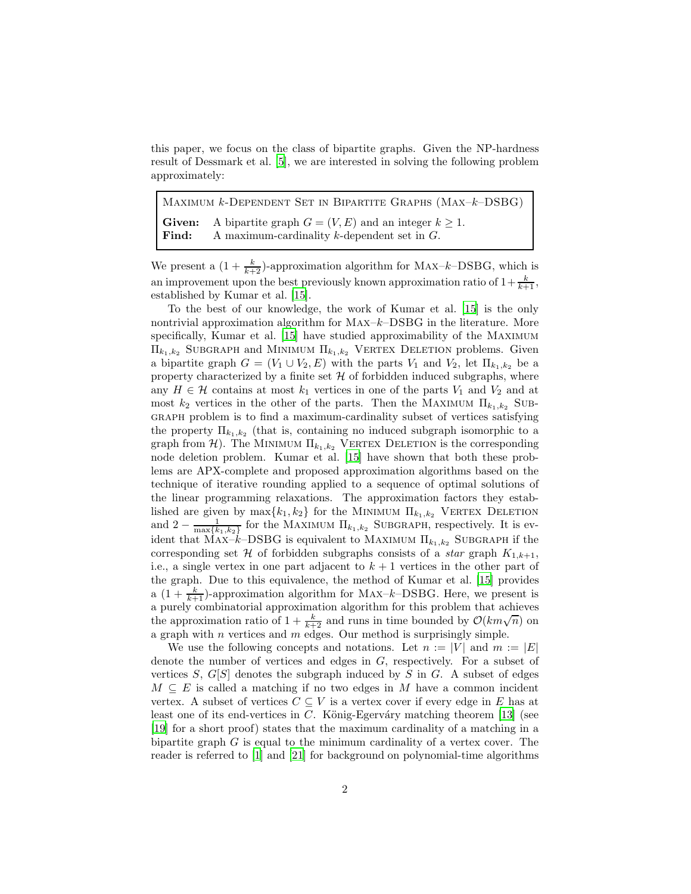this paper, we focus on the class of bipartite graphs. Given the NP-hardness result of Dessmark et al. [5], we are interested in solving the following problem approximately:

> MAXIMUM $k$-DEPENDENT SET IN BIPARTITE GRAPHS (MAX–$k$–DSBG)
>
> **Given:** A bipartite graph $G = (V, E)$ and an integer $k \geq 1$.
> **Find:** A maximum-cardinality $k$-dependent set in $G$.

We present a $(1 + \frac{k}{k+2})$-approximation algorithm for MAX–$k$–DSBG, which is an improvement upon the best previously known approximation ratio of $1+\frac{k}{k+1}$, established by Kumar et al. [15].

To the best of our knowledge, the work of Kumar et al. [15] is the only nontrivial approximation algorithm for MAX–$k$–DSBG in the literature. More specifically, Kumar et al. [15] have studied approximability of the MAXIMUM $\Pi_{k_1,k_2}$ SUBGRAPH and MINIMUM $\Pi_{k_1,k_2}$ VERTEX DELETION problems. Given a bipartite graph $G = (V_1 \cup V_2, E)$ with the parts $V_1$ and $V_2$, let $\Pi_{k_1,k_2}$ be a property characterized by a finite set $\mathcal{H}$ of forbidden induced subgraphs, where any $H \in \mathcal{H}$ contains at most $k_1$ vertices in one of the parts $V_1$ and $V_2$ and at most $k_2$ vertices in the other of the parts. Then the MAXIMUM $\Pi_{k_1,k_2}$ SUBGRAPH problem is to find a maximum-cardinality subset of vertices satisfying the property $\Pi_{k_1,k_2}$ (that is, containing no induced subgraph isomorphic to a graph from $\mathcal{H}$). The MINIMUM $\Pi_{k_1,k_2}$ VERTEX DELETION is the corresponding node deletion problem. Kumar et al. [15] have shown that both these problems are APX-complete and proposed approximation algorithms based on the technique of iterative rounding applied to a sequence of optimal solutions of the linear programming relaxations. The approximation factors they established are given by $\max\{k_1, k_2\}$ for the MINIMUM $\Pi_{k_1,k_2}$ VERTEX DELETION and $2 - \frac{1}{\max\{k_1,k_2\}}$ for the MAXIMUM $\Pi_{k_1,k_2}$ SUBGRAPH, respectively. It is evident that MAX–$k$–DSBG is equivalent to MAXIMUM $\Pi_{k_1,k_2}$ SUBGRAPH if the corresponding set $\mathcal{H}$ of forbidden subgraphs consists of a *star* graph $K_{1,k+1}$, i.e., a single vertex in one part adjacent to $k + 1$ vertices in the other part of the graph. Due to this equivalence, the method of Kumar et al. [15] provides a $(1 + \frac{k}{k+1})$-approximation algorithm for MAX–$k$–DSBG. Here, we present is a purely combinatorial approximation algorithm for this problem that achieves the approximation ratio of $1 + \frac{k}{k+2}$ and runs in time bounded by $\mathcal{O}(km\sqrt{n})$ on a graph with $n$ vertices and $m$ edges. Our method is surprisingly simple.

We use the following concepts and notations. Let $n := |V|$ and $m := |E|$ denote the number of vertices and edges in $G$, respectively. For a subset of vertices $S$, $G[S]$ denotes the subgraph induced by $S$ in $G$. A subset of edges $M \subseteq E$ is called a matching if no two edges in $M$ have a common incident vertex. A subset of vertices $C \subseteq V$ is a vertex cover if every edge in $E$ has at least one of its end-vertices in $C$. König-Egerváry matching theorem [13] (see [19] for a short proof) states that the maximum cardinality of a matching in a bipartite graph $G$ is equal to the minimum cardinality of a vertex cover. The reader is referred to [1] and [21] for background on polynomial-time algorithms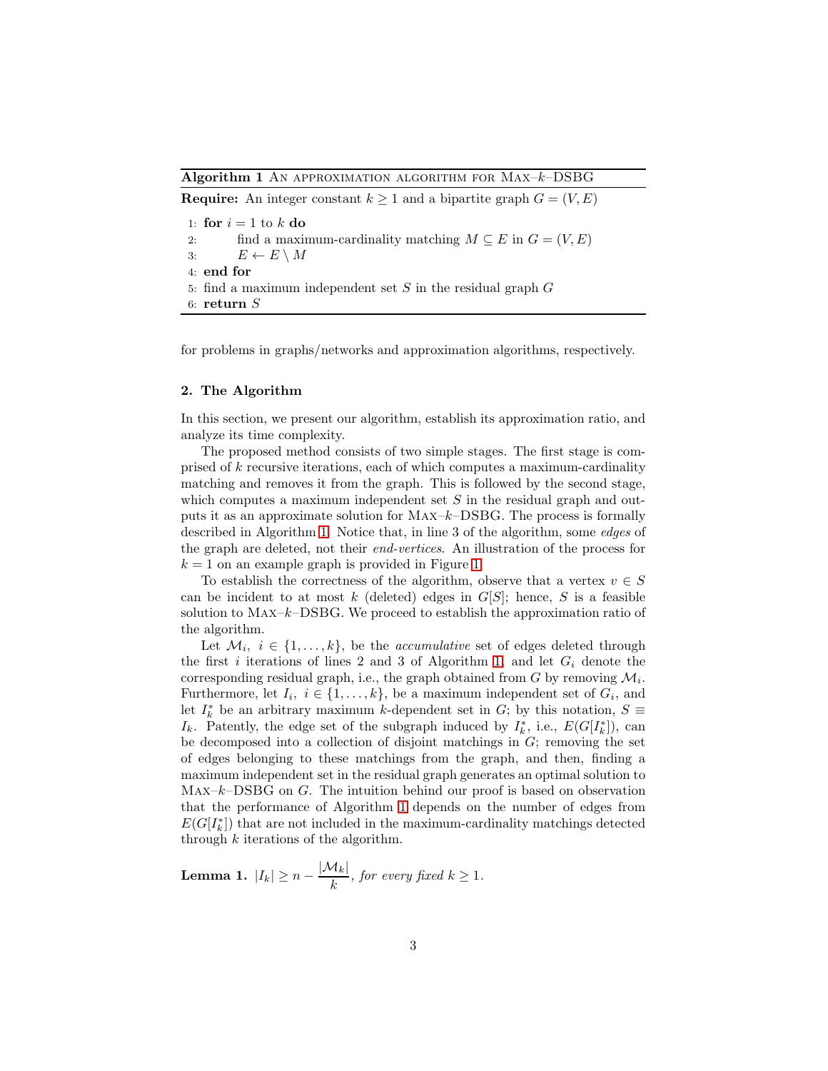**Algorithm 1** An approximation algorithm for Max–$k$–DSBG

**Require:** An integer constant $k \geq 1$ and a bipartite graph $G = (V, E)$

```
1: for i = 1 to k do
2:     find a maximum-cardinality matching M ⊆ E in G = (V, E)
3:     E ← E \ M
4: end for
5: find a maximum independent set S in the residual graph G
6: return S
```

for problems in graphs/networks and approximation algorithms, respectively.

## 2. The Algorithm

In this section, we present our algorithm, establish its approximation ratio, and analyze its time complexity.

The proposed method consists of two simple stages. The first stage is comprised of $k$ recursive iterations, each of which computes a maximum-cardinality matching and removes it from the graph. This is followed by the second stage, which computes a maximum independent set $S$ in the residual graph and outputs it as an approximate solution for Max–$k$–DSBG. The process is formally described in Algorithm 1. Notice that, in line 3 of the algorithm, some *edges* of the graph are deleted, not their *end-vertices*. An illustration of the process for $k = 1$ on an example graph is provided in Figure 1.

To establish the correctness of the algorithm, observe that a vertex $v \in S$ can be incident to at most $k$ (deleted) edges in $G[S]$; hence, $S$ is a feasible solution to Max–$k$–DSBG. We proceed to establish the approximation ratio of the algorithm.

Let $\mathcal{M}_i,\ i \in \{1, \ldots, k\}$, be the *accumulative* set of edges deleted through the first $i$ iterations of lines 2 and 3 of Algorithm 1, and let $G_i$ denote the corresponding residual graph, i.e., the graph obtained from $G$ by removing $\mathcal{M}_i$. Furthermore, let $I_i,\ i \in \{1, \ldots, k\}$, be a maximum independent set of $G_i$, and let $I_k^*$ be an arbitrary maximum $k$-dependent set in $G$; by this notation, $S \equiv I_k$. Patently, the edge set of the subgraph induced by $I_k^*$, i.e., $E(G[I_k^*])$, can be decomposed into a collection of disjoint matchings in $G$; removing the set of edges belonging to these matchings from the graph, and then, finding a maximum independent set in the residual graph generates an optimal solution to Max–$k$–DSBG on $G$. The intuition behind our proof is based on observation that the performance of Algorithm 1 depends on the number of edges from $E(G[I_k^*])$ that are not included in the maximum-cardinality matchings detected through $k$ iterations of the algorithm.

**Lemma 1.** $|I_k| \geq n - \dfrac{|\mathcal{M}_k|}{k}$, *for every fixed* $k \geq 1$.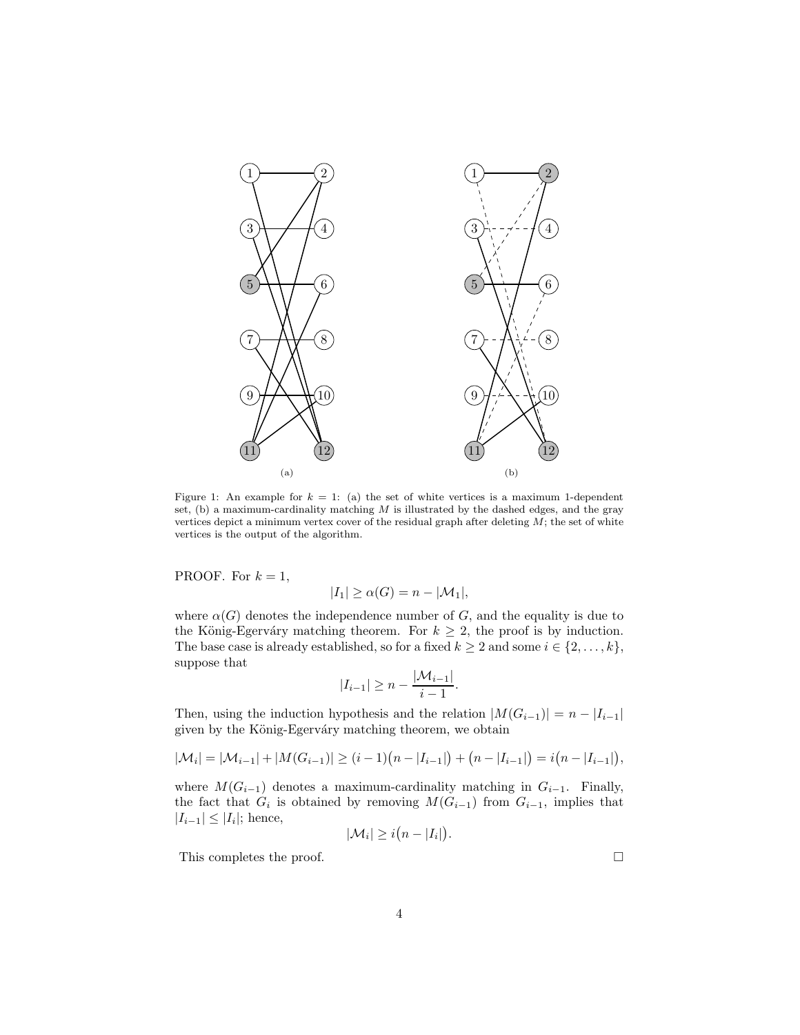Figure 1: An example for $k = 1$: (a) the set of white vertices is a maximum 1-dependent set, (b) a maximum-cardinality matching $M$ is illustrated by the dashed edges, and the gray vertices depict a minimum vertex cover of the residual graph after deleting $M$; the set of white vertices is the output of the algorithm.

PROOF. For $k = 1$,

$$|I_1| \geq \alpha(G) = n - |\mathcal{M}_1|,$$

where $\alpha(G)$ denotes the independence number of $G$, and the equality is due to the König-Egerváry matching theorem. For $k \geq 2$, the proof is by induction. The base case is already established, so for a fixed $k \geq 2$ and some $i \in \{2, \ldots, k\}$, suppose that

$$|I_{i-1}| \geq n - \frac{|\mathcal{M}_{i-1}|}{i-1}.$$

Then, using the induction hypothesis and the relation $|M(G_{i-1})| = n - |I_{i-1}|$ given by the König-Egerváry matching theorem, we obtain

$$|\mathcal{M}_i| = |\mathcal{M}_{i-1}| + |M(G_{i-1})| \geq (i-1)\big(n - |I_{i-1}|\big) + \big(n - |I_{i-1}|\big) = i\big(n - |I_{i-1}|\big),$$

where $M(G_{i-1})$ denotes a maximum-cardinality matching in $G_{i-1}$. Finally, the fact that $G_i$ is obtained by removing $M(G_{i-1})$ from $G_{i-1}$, implies that $|I_{i-1}| \leq |I_i|$; hence,

$$|\mathcal{M}_i| \geq i\big(n - |I_i|\big).$$

This completes the proof. □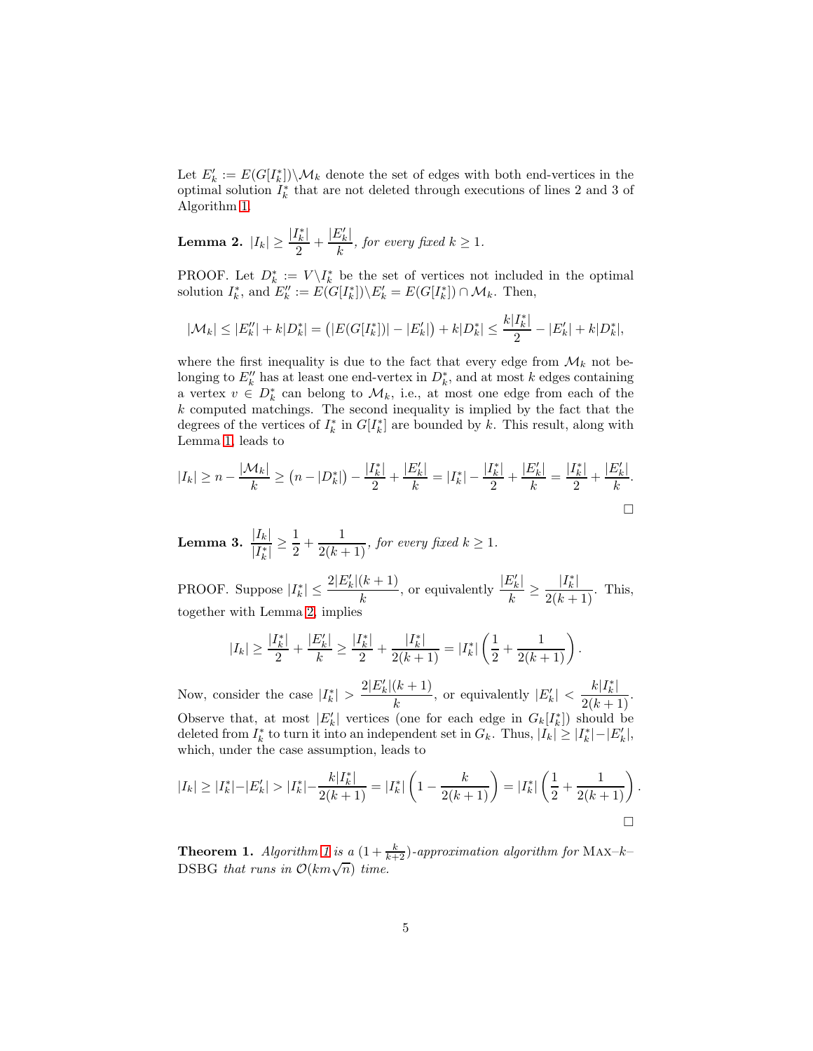Let $E'_k := E(G[I^*_k]) \backslash \mathcal{M}_k$ denote the set of edges with both end-vertices in the optimal solution $I^*_k$ that are not deleted through executions of lines 2 and 3 of Algorithm 1.

**Lemma 2.** $|I_k| \geq \dfrac{|I^*_k|}{2} + \dfrac{|E'_k|}{k}$, *for every fixed* $k \geq 1$.

PROOF. Let $D^*_k := V \backslash I^*_k$ be the set of vertices not included in the optimal solution $I^*_k$, and $E''_k := E(G[I^*_k]) \backslash E'_k = E(G[I^*_k]) \cap \mathcal{M}_k$. Then,

$$|\mathcal{M}_k| \leq |E''_k| + k|D^*_k| = \left(|E(G[I^*_k])| - |E'_k|\right) + k|D^*_k| \leq \frac{k|I^*_k|}{2} - |E'_k| + k|D^*_k|,$$

where the first inequality is due to the fact that every edge from $\mathcal{M}_k$ not belonging to $E''_k$ has at least one end-vertex in $D^*_k$, and at most $k$ edges containing a vertex $v \in D^*_k$ can belong to $\mathcal{M}_k$, i.e., at most one edge from each of the $k$ computed matchings. The second inequality is implied by the fact that the degrees of the vertices of $I^*_k$ in $G[I^*_k]$ are bounded by $k$. This result, along with Lemma 1, leads to

$$|I_k| \geq n - \frac{|\mathcal{M}_k|}{k} \geq \left(n - |D^*_k|\right) - \frac{|I^*_k|}{2} + \frac{|E'_k|}{k} = |I^*_k| - \frac{|I^*_k|}{2} + \frac{|E'_k|}{k} = \frac{|I^*_k|}{2} + \frac{|E'_k|}{k}.$$

□

**Lemma 3.** $\dfrac{|I_k|}{|I^*_k|} \geq \dfrac{1}{2} + \dfrac{1}{2(k+1)}$, *for every fixed* $k \geq 1$.

PROOF. Suppose $|I^*_k| \leq \dfrac{2|E'_k|(k+1)}{k}$, or equivalently $\dfrac{|E'_k|}{k} \geq \dfrac{|I^*_k|}{2(k+1)}$. This, together with Lemma 2, implies

$$|I_k| \geq \frac{|I^*_k|}{2} + \frac{|E'_k|}{k} \geq \frac{|I^*_k|}{2} + \frac{|I^*_k|}{2(k+1)} = |I^*_k| \left(\frac{1}{2} + \frac{1}{2(k+1)}\right).$$

Now, consider the case $|I^*_k| > \dfrac{2|E'_k|(k+1)}{k}$, or equivalently $|E'_k| < \dfrac{k|I^*_k|}{2(k+1)}$. Observe that, at most $|E'_k|$ vertices (one for each edge in $G_k[I^*_k]$) should be deleted from $I^*_k$ to turn it into an independent set in $G_k$. Thus, $|I_k| \geq |I^*_k| - |E'_k|$, which, under the case assumption, leads to

$$|I_k| \geq |I^*_k| - |E'_k| > |I^*_k| - \frac{k|I^*_k|}{2(k+1)} = |I^*_k| \left(1 - \frac{k}{2(k+1)}\right) = |I^*_k| \left(\frac{1}{2} + \frac{1}{2(k+1)}\right).$$

□

**Theorem 1.** *Algorithm 1 is a* $(1 + \frac{k}{k+2})$*-approximation algorithm for* MAX–$k$–DSBG *that runs in* $\mathcal{O}(km\sqrt{n})$ *time.*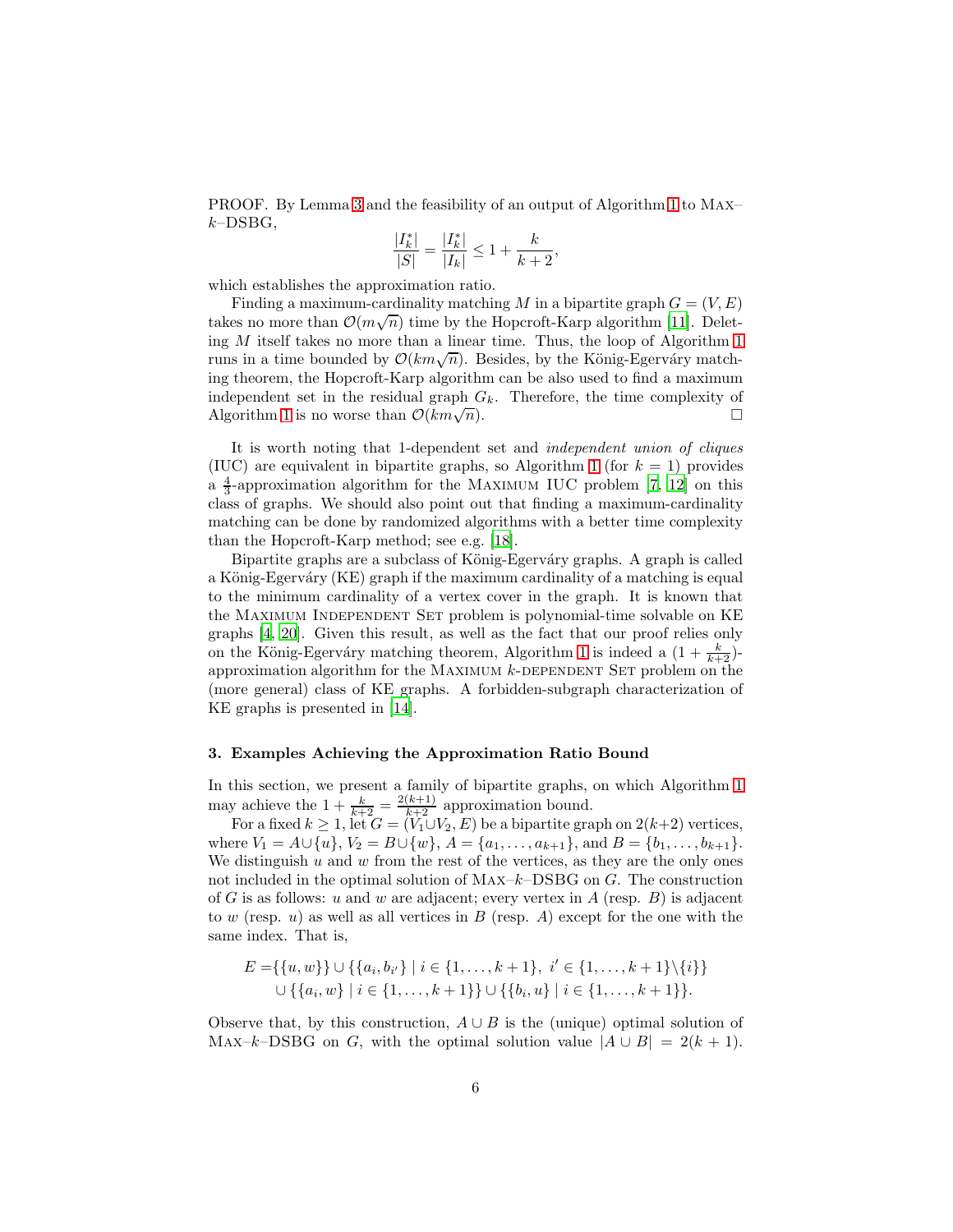PROOF. By Lemma 3 and the feasibility of an output of Algorithm 1 to Max–$k$–DSBG,

$$\frac{|I_k^*|}{|S|} = \frac{|I_k^*|}{|I_k|} \leq 1 + \frac{k}{k+2},$$

which establishes the approximation ratio.

Finding a maximum-cardinality matching $M$ in a bipartite graph $G = (V, E)$ takes no more than $\mathcal{O}(m\sqrt{n})$ time by the Hopcroft-Karp algorithm [11]. Deleting $M$ itself takes no more than a linear time. Thus, the loop of Algorithm 1 runs in a time bounded by $\mathcal{O}(km\sqrt{n})$. Besides, by the König-Egerváry matching theorem, the Hopcroft-Karp algorithm can be also used to find a maximum independent set in the residual graph $G_k$. Therefore, the time complexity of Algorithm 1 is no worse than $\mathcal{O}(km\sqrt{n})$. □

It is worth noting that 1-dependent set and *independent union of cliques* (IUC) are equivalent in bipartite graphs, so Algorithm 1 (for $k = 1$) provides a $\frac{4}{3}$-approximation algorithm for the Maximum IUC problem [7, 12] on this class of graphs. We should also point out that finding a maximum-cardinality matching can be done by randomized algorithms with a better time complexity than the Hopcroft-Karp method; see e.g. [18].

Bipartite graphs are a subclass of König-Egerváry graphs. A graph is called a König-Egerváry (KE) graph if the maximum cardinality of a matching is equal to the minimum cardinality of a vertex cover in the graph. It is known that the Maximum Independent Set problem is polynomial-time solvable on KE graphs [4, 20]. Given this result, as well as the fact that our proof relies only on the König-Egerváry matching theorem, Algorithm 1 is indeed a $(1 + \frac{k}{k+2})$-approximation algorithm for the Maximum $k$-dependent Set problem on the (more general) class of KE graphs. A forbidden-subgraph characterization of KE graphs is presented in [14].

### 3. Examples Achieving the Approximation Ratio Bound

In this section, we present a family of bipartite graphs, on which Algorithm 1 may achieve the $1 + \frac{k}{k+2} = \frac{2(k+1)}{k+2}$ approximation bound.

For a fixed $k \geq 1$, let $G = (V_1 \cup V_2, E)$ be a bipartite graph on $2(k+2)$ vertices, where $V_1 = A \cup \{u\}$, $V_2 = B \cup \{w\}$, $A = \{a_1, \ldots, a_{k+1}\}$, and $B = \{b_1, \ldots, b_{k+1}\}$. We distinguish $u$ and $w$ from the rest of the vertices, as they are the only ones not included in the optimal solution of Max–$k$–DSBG on $G$. The construction of $G$ is as follows: $u$ and $w$ are adjacent; every vertex in $A$ (resp. $B$) is adjacent to $w$ (resp. $u$) as well as all vertices in $B$ (resp. $A$) except for the one with the same index. That is,

$$\begin{aligned}
E =& \{\{u, w\}\} \cup \{\{a_i, b_{i'}\} \mid i \in \{1, \ldots, k+1\},\ i' \in \{1, \ldots, k+1\} \backslash \{i\}\} \\
& \cup \{\{a_i, w\} \mid i \in \{1, \ldots, k+1\}\} \cup \{\{b_i, u\} \mid i \in \{1, \ldots, k+1\}\}.
\end{aligned}$$

Observe that, by this construction, $A \cup B$ is the (unique) optimal solution of Max–$k$–DSBG on $G$, with the optimal solution value $|A \cup B| = 2(k+1)$.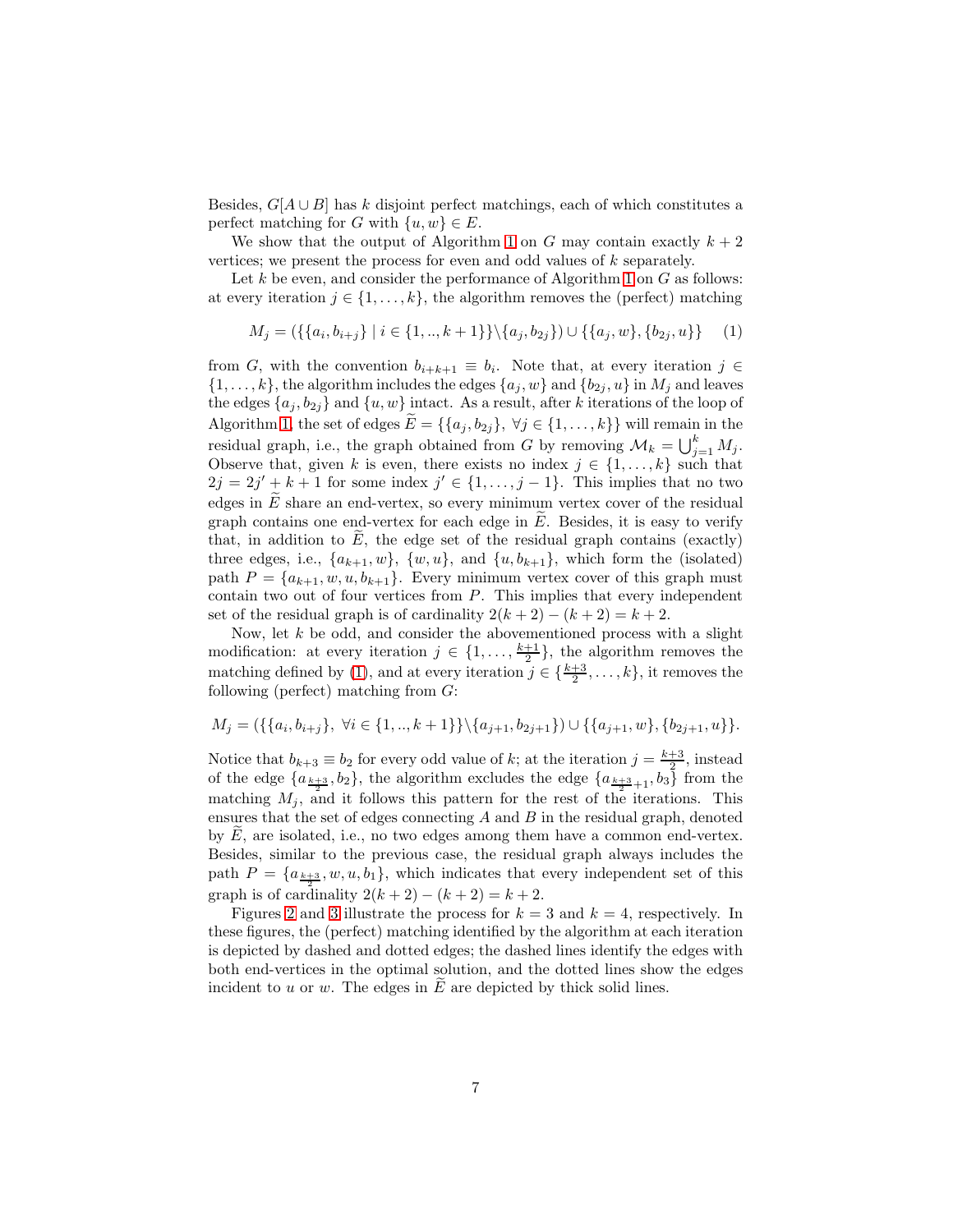Besides, $G[A \cup B]$ has $k$ disjoint perfect matchings, each of which constitutes a perfect matching for $G$ with $\{u, w\} \in E$.

We show that the output of Algorithm 1 on $G$ may contain exactly $k+2$ vertices; we present the process for even and odd values of $k$ separately.

Let $k$ be even, and consider the performance of Algorithm 1 on $G$ as follows: at every iteration $j \in \{1, \ldots, k\}$, the algorithm removes the (perfect) matching

$$M_j = (\{\{a_i, b_{i+j}\} \mid i \in \{1, .., k+1\}\} \backslash \{a_j, b_{2j}\}) \cup \{\{a_j, w\}, \{b_{2j}, u\}\} \quad (1)$$

from $G$, with the convention $b_{i+k+1} \equiv b_i$. Note that, at every iteration $j \in \{1, \ldots, k\}$, the algorithm includes the edges $\{a_j, w\}$ and $\{b_{2j}, u\}$ in $M_j$ and leaves the edges $\{a_j, b_{2j}\}$ and $\{u, w\}$ intact. As a result, after $k$ iterations of the loop of Algorithm 1, the set of edges $\widetilde{E} = \{\{a_j, b_{2j}\}, \forall j \in \{1, \ldots, k\}\}$ will remain in the residual graph, i.e., the graph obtained from $G$ by removing $\mathcal{M}_k = \bigcup_{j=1}^{k} M_j$. Observe that, given $k$ is even, there exists no index $j \in \{1, \ldots, k\}$ such that $2j = 2j' + k + 1$ for some index $j' \in \{1, \ldots, j-1\}$. This implies that no two edges in $\widetilde{E}$ share an end-vertex, so every minimum vertex cover of the residual graph contains one end-vertex for each edge in $\widetilde{E}$. Besides, it is easy to verify that, in addition to $\widetilde{E}$, the edge set of the residual graph contains (exactly) three edges, i.e., $\{a_{k+1}, w\}$, $\{w, u\}$, and $\{u, b_{k+1}\}$, which form the (isolated) path $P = \{a_{k+1}, w, u, b_{k+1}\}$. Every minimum vertex cover of this graph must contain two out of four vertices from $P$. This implies that every independent set of the residual graph is of cardinality $2(k+2) - (k+2) = k+2$.

Now, let $k$ be odd, and consider the abovementioned process with a slight modification: at every iteration $j \in \{1, \ldots, \frac{k+1}{2}\}$, the algorithm removes the matching defined by (1), and at every iteration $j \in \{\frac{k+3}{2}, \ldots, k\}$, it removes the following (perfect) matching from $G$:

$$M_j = (\{\{a_i, b_{i+j}\}, \ \forall i \in \{1, .., k+1\}\} \backslash \{a_{j+1}, b_{2j+1}\}) \cup \{\{a_{j+1}, w\}, \{b_{2j+1}, u\}\}.$$

Notice that $b_{k+3} \equiv b_2$ for every odd value of $k$; at the iteration $j = \frac{k+3}{2}$, instead of the edge $\{a_{\frac{k+3}{2}}, b_2\}$, the algorithm excludes the edge $\{a_{\frac{k+3}{2}+1}, b_3\}$ from the matching $M_j$, and it follows this pattern for the rest of the iterations. This ensures that the set of edges connecting $A$ and $B$ in the residual graph, denoted by $\widetilde{E}$, are isolated, i.e., no two edges among them have a common end-vertex. Besides, similar to the previous case, the residual graph always includes the path $P = \{a_{\frac{k+3}{2}}, w, u, b_1\}$, which indicates that every independent set of this graph is of cardinality $2(k+2) - (k+2) = k+2$.

Figures 2 and 3 illustrate the process for $k = 3$ and $k = 4$, respectively. In these figures, the (perfect) matching identified by the algorithm at each iteration is depicted by dashed and dotted edges; the dashed lines identify the edges with both end-vertices in the optimal solution, and the dotted lines show the edges incident to $u$ or $w$. The edges in $\widetilde{E}$ are depicted by thick solid lines.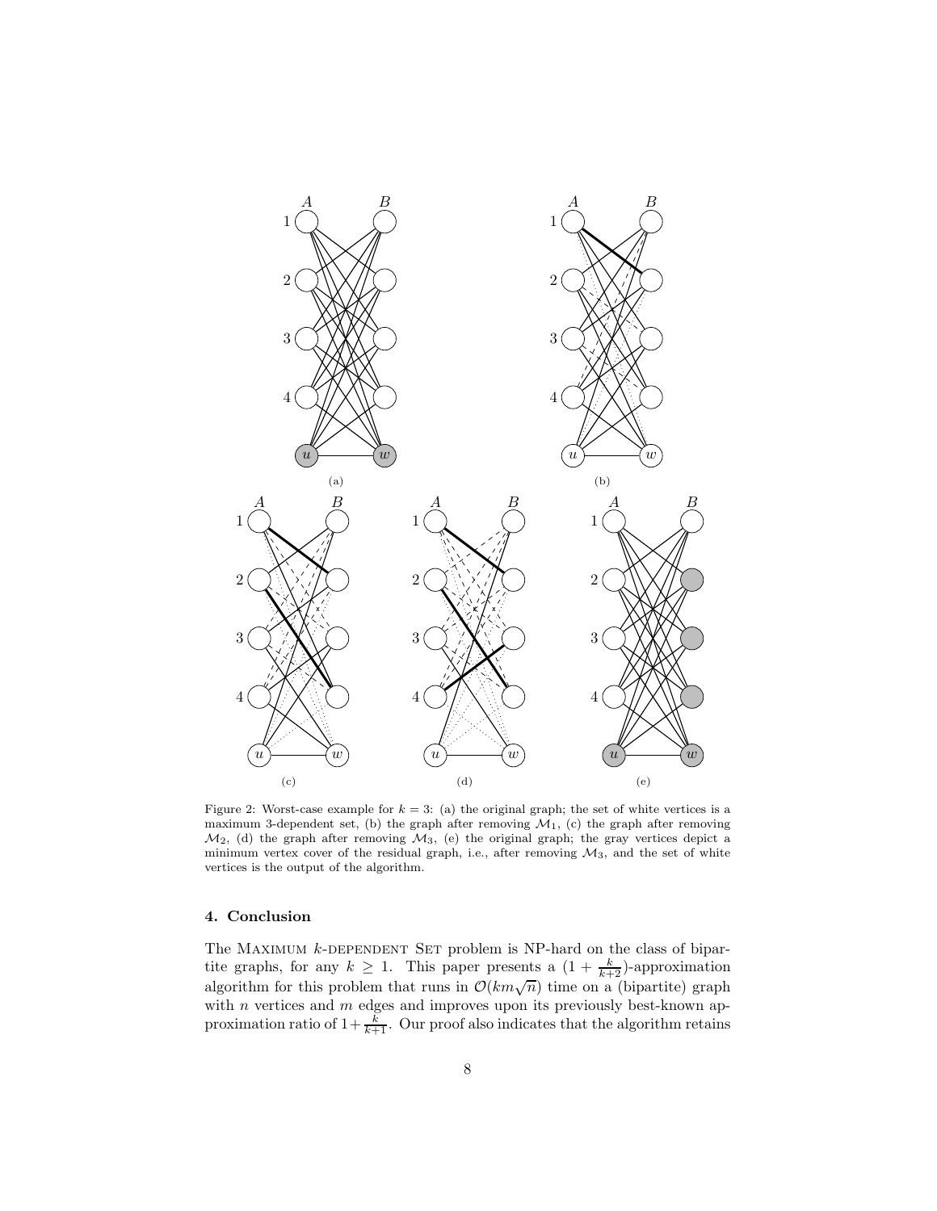Figure 2: Worst-case example for $k = 3$: (a) the original graph; the set of white vertices is a maximum 3-dependent set, (b) the graph after removing $\mathcal{M}_1$, (c) the graph after removing $\mathcal{M}_2$, (d) the graph after removing $\mathcal{M}_3$, (e) the original graph; the gray vertices depict a minimum vertex cover of the residual graph, i.e., after removing $\mathcal{M}_3$, and the set of white vertices is the output of the algorithm.

## 4. Conclusion

The Maximum $k$-dependent Set problem is NP-hard on the class of bipartite graphs, for any $k \geq 1$. This paper presents a $(1 + \frac{k}{k+2})$-approximation algorithm for this problem that runs in $\mathcal{O}(km\sqrt{n})$ time on a (bipartite) graph with $n$ vertices and $m$ edges and improves upon its previously best-known approximation ratio of $1 + \frac{k}{k+1}$. Our proof also indicates that the algorithm retains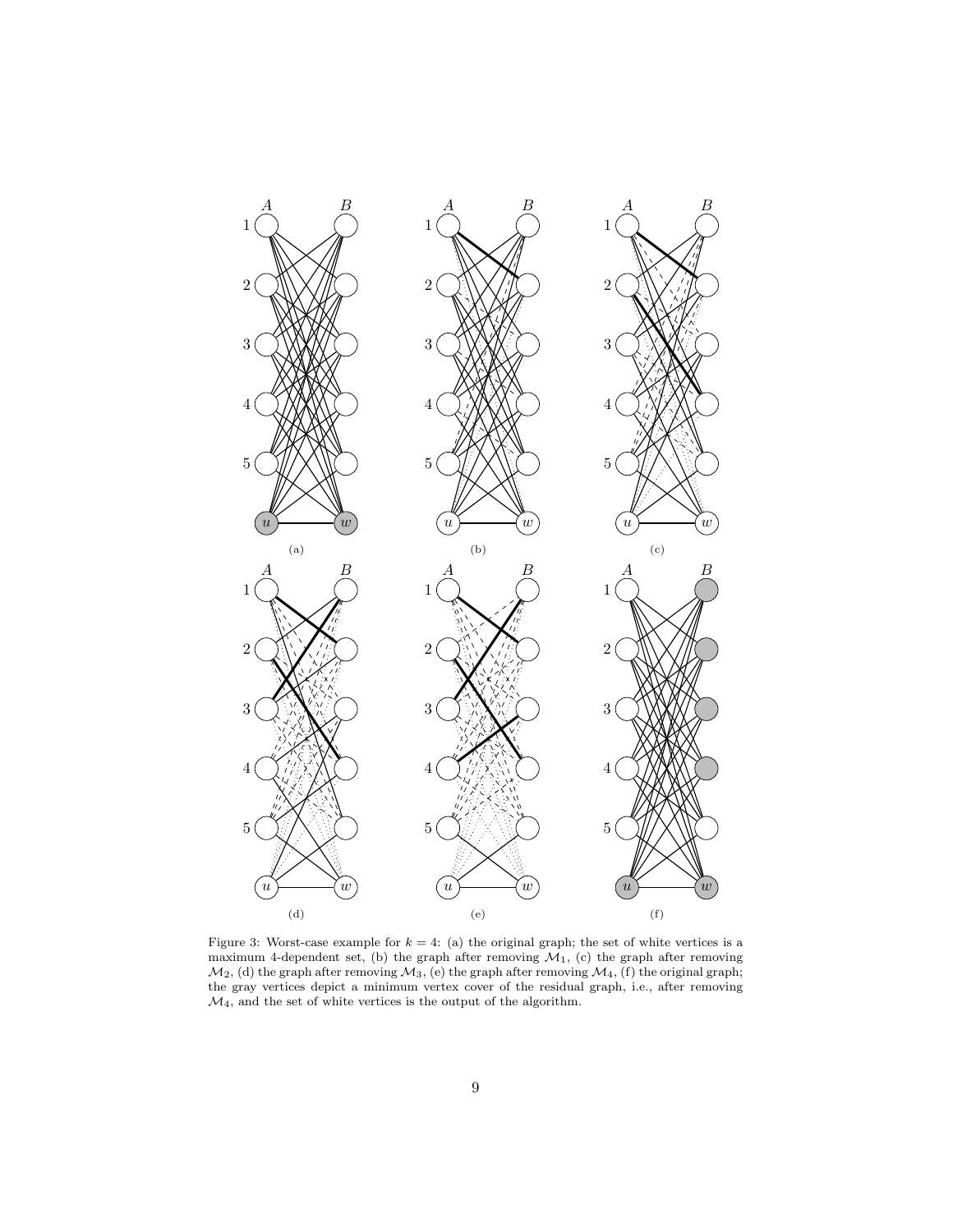Figure 3: Worst-case example for $k = 4$: (a) the original graph; the set of white vertices is a maximum 4-dependent set, (b) the graph after removing $\mathcal{M}_1$, (c) the graph after removing $\mathcal{M}_2$, (d) the graph after removing $\mathcal{M}_3$, (e) the graph after removing $\mathcal{M}_4$, (f) the original graph; the gray vertices depict a minimum vertex cover of the residual graph, i.e., after removing $\mathcal{M}_4$, and the set of white vertices is the output of the algorithm.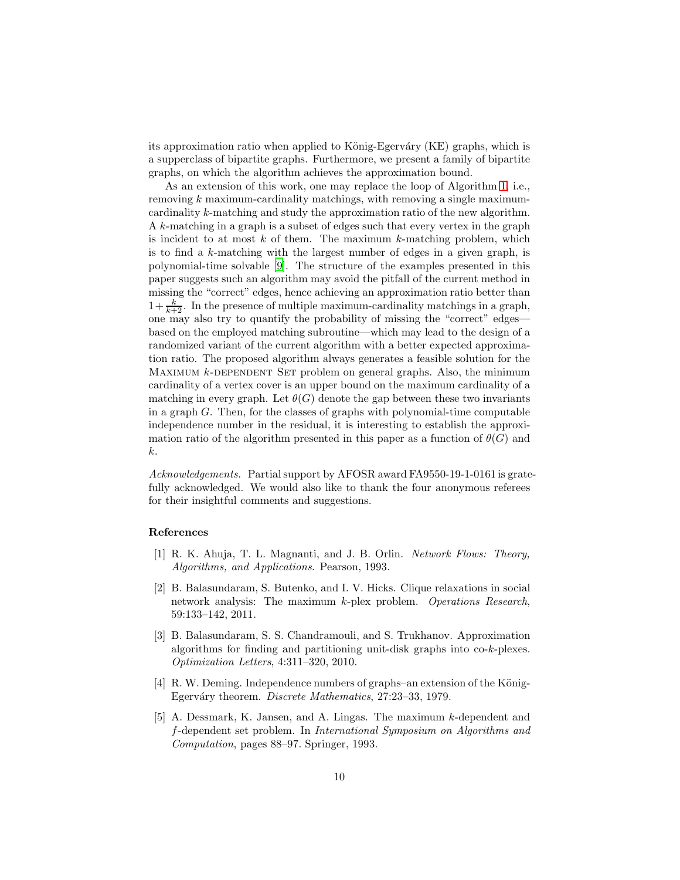its approximation ratio when applied to König-Egerváry (KE) graphs, which is a supperclass of bipartite graphs. Furthermore, we present a family of bipartite graphs, on which the algorithm achieves the approximation bound.

As an extension of this work, one may replace the loop of Algorithm 1, i.e., removing $k$ maximum-cardinality matchings, with removing a single maximum-cardinality $k$-matching and study the approximation ratio of the new algorithm. A $k$-matching in a graph is a subset of edges such that every vertex in the graph is incident to at most $k$ of them. The maximum $k$-matching problem, which is to find a $k$-matching with the largest number of edges in a given graph, is polynomial-time solvable [9]. The structure of the examples presented in this paper suggests such an algorithm may avoid the pitfall of the current method in missing the "correct" edges, hence achieving an approximation ratio better than $1 + \frac{k}{k+2}$. In the presence of multiple maximum-cardinality matchings in a graph, one may also try to quantify the probability of missing the "correct" edges—based on the employed matching subroutine—which may lead to the design of a randomized variant of the current algorithm with a better expected approximation ratio. The proposed algorithm always generates a feasible solution for the Maximum $k$-dependent Set problem on general graphs. Also, the minimum cardinality of a vertex cover is an upper bound on the maximum cardinality of a matching in every graph. Let $\theta(G)$ denote the gap between these two invariants in a graph $G$. Then, for the classes of graphs with polynomial-time computable independence number in the residual, it is interesting to establish the approximation ratio of the algorithm presented in this paper as a function of $\theta(G)$ and $k$.

*Acknowledgements.* Partial support by AFOSR award FA9550-19-1-0161 is gratefully acknowledged. We would also like to thank the four anonymous referees for their insightful comments and suggestions.

## References

[1] R. K. Ahuja, T. L. Magnanti, and J. B. Orlin. *Network Flows: Theory, Algorithms, and Applications*. Pearson, 1993.

[2] B. Balasundaram, S. Butenko, and I. V. Hicks. Clique relaxations in social network analysis: The maximum $k$-plex problem. *Operations Research*, 59:133–142, 2011.

[3] B. Balasundaram, S. S. Chandramouli, and S. Trukhanov. Approximation algorithms for finding and partitioning unit-disk graphs into co-$k$-plexes. *Optimization Letters*, 4:311–320, 2010.

[4] R. W. Deming. Independence numbers of graphs–an extension of the König-Egerváry theorem. *Discrete Mathematics*, 27:23–33, 1979.

[5] A. Dessmark, K. Jansen, and A. Lingas. The maximum $k$-dependent and $f$-dependent set problem. In *International Symposium on Algorithms and Computation*, pages 88–97. Springer, 1993.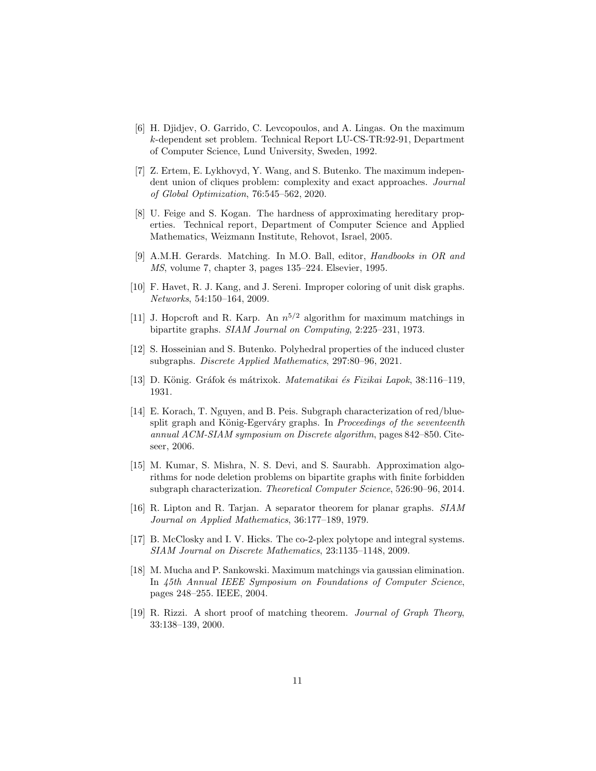[6] H. Djidjev, O. Garrido, C. Levcopoulos, and A. Lingas. On the maximum $k$-dependent set problem. Technical Report LU-CS-TR:92-91, Department of Computer Science, Lund University, Sweden, 1992.

[7] Z. Ertem, E. Lykhovyd, Y. Wang, and S. Butenko. The maximum independent union of cliques problem: complexity and exact approaches. *Journal of Global Optimization*, 76:545–562, 2020.

[8] U. Feige and S. Kogan. The hardness of approximating hereditary properties. Technical report, Department of Computer Science and Applied Mathematics, Weizmann Institute, Rehovot, Israel, 2005.

[9] A.M.H. Gerards. Matching. In M.O. Ball, editor, *Handbooks in OR and MS*, volume 7, chapter 3, pages 135–224. Elsevier, 1995.

[10] F. Havet, R. J. Kang, and J. Sereni. Improper coloring of unit disk graphs. *Networks*, 54:150–164, 2009.

[11] J. Hopcroft and R. Karp. An $n^{5/2}$ algorithm for maximum matchings in bipartite graphs. *SIAM Journal on Computing*, 2:225–231, 1973.

[12] S. Hosseinian and S. Butenko. Polyhedral properties of the induced cluster subgraphs. *Discrete Applied Mathematics*, 297:80–96, 2021.

[13] D. König. Gráfok és mátrixok. *Matematikai és Fizikai Lapok*, 38:116–119, 1931.

[14] E. Korach, T. Nguyen, and B. Peis. Subgraph characterization of red/blue-split graph and König-Egerváry graphs. In *Proceedings of the seventeenth annual ACM-SIAM symposium on Discrete algorithm*, pages 842–850. Citeseer, 2006.

[15] M. Kumar, S. Mishra, N. S. Devi, and S. Saurabh. Approximation algorithms for node deletion problems on bipartite graphs with finite forbidden subgraph characterization. *Theoretical Computer Science*, 526:90–96, 2014.

[16] R. Lipton and R. Tarjan. A separator theorem for planar graphs. *SIAM Journal on Applied Mathematics*, 36:177–189, 1979.

[17] B. McClosky and I. V. Hicks. The co-2-plex polytope and integral systems. *SIAM Journal on Discrete Mathematics*, 23:1135–1148, 2009.

[18] M. Mucha and P. Sankowski. Maximum matchings via gaussian elimination. In *45th Annual IEEE Symposium on Foundations of Computer Science*, pages 248–255. IEEE, 2004.

[19] R. Rizzi. A short proof of matching theorem. *Journal of Graph Theory*, 33:138–139, 2000.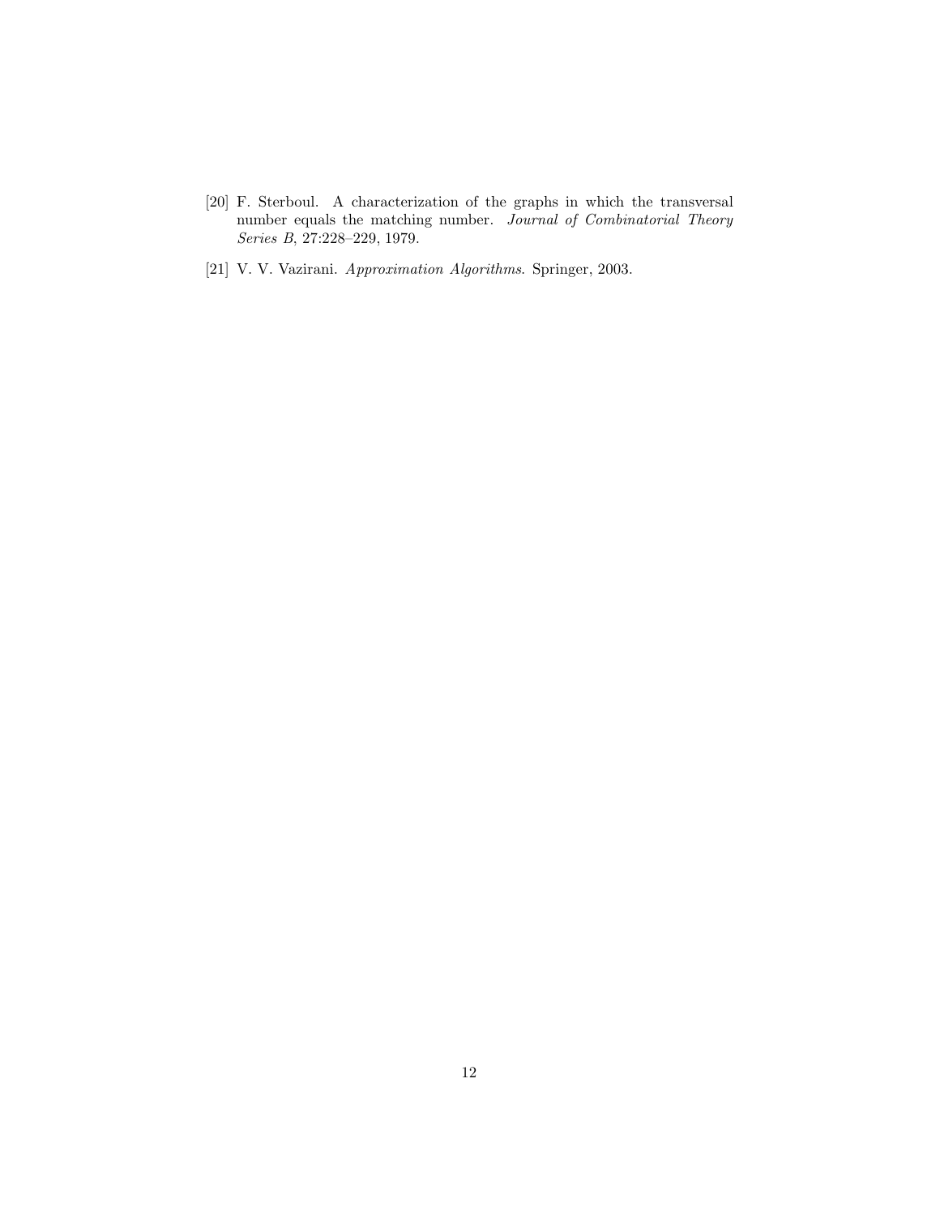[20] F. Sterboul. A characterization of the graphs in which the transversal number equals the matching number. *Journal of Combinatorial Theory Series B*, 27:228–229, 1979.

[21] V. V. Vazirani. *Approximation Algorithms*. Springer, 2003.